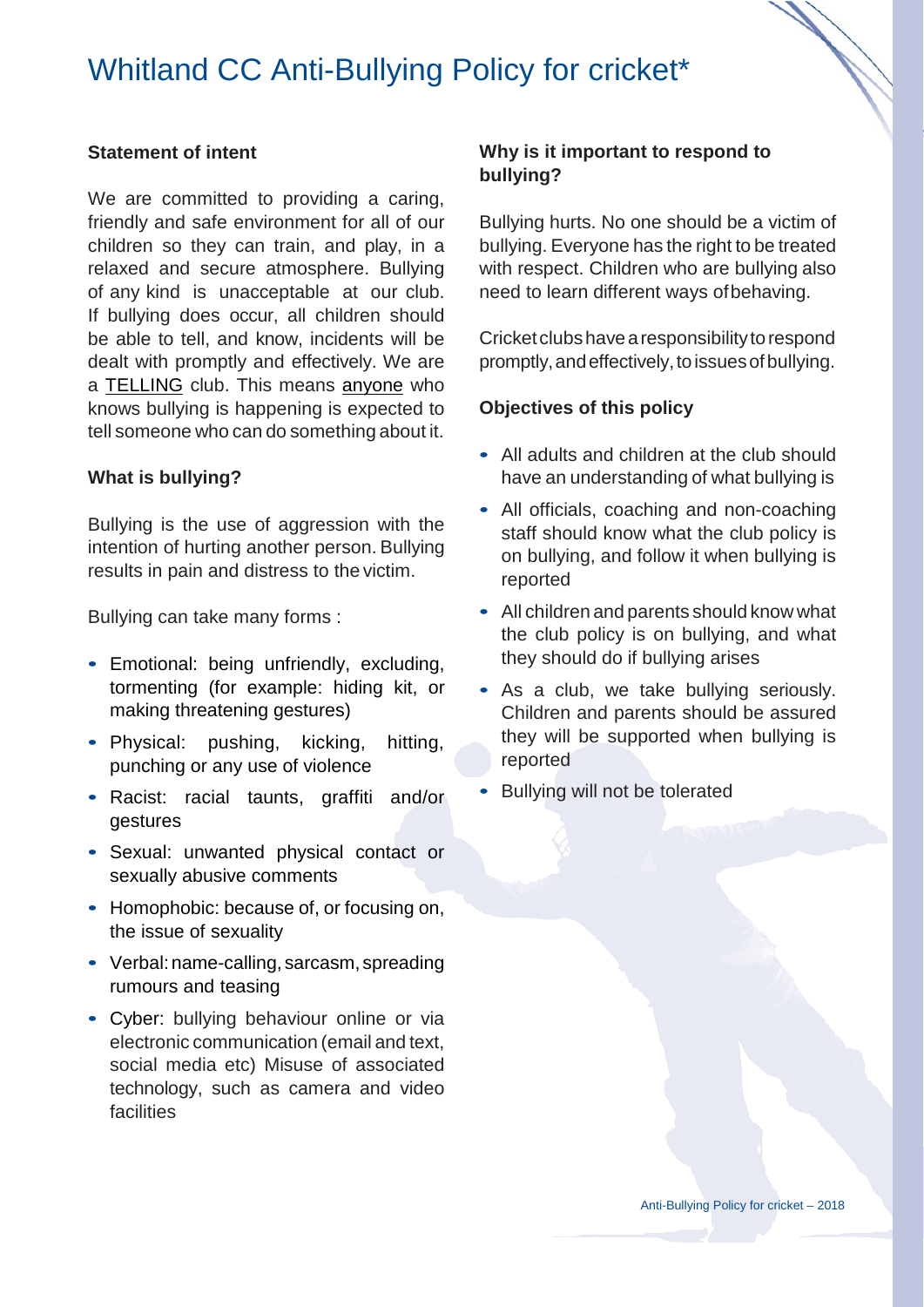# Whitland CC Anti-Bullying Policy for cricket*

**Statement of intent**

We are committed to providing a caring, friendly and safe environment for all of our children so they can train, and play, in a relaxed and secure atmosphere. Bullying of any kind is unacceptable at our club. If bullying does occur, all children should be able to tell, and know, incidents will be dealt with promptly and effectively. We are a TELLING club. This means anyone who knows bullying is happening is expected to tell someone who can do something about it.

**What is bullying?**

Bullying is the use of aggression with the intention of hurting another person. Bullying results in pain and distress to the victim.

Bullying can take many forms :

- Emotional: being unfriendly, excluding, tormenting (for example: hiding kit, or making threatening gestures)
- Physical: pushing, kicking, hitting, punching or any use of violence
- Racist: racial taunts, graffiti and/or gestures
- Sexual: unwanted physical contact or sexually abusive comments
- Homophobic: because of, or focusing on, the issue of sexuality
- Verbal: name-calling, sarcasm, spreading rumours and teasing
- Cyber: bullying behaviour online or via electronic communication (email and text, social media etc) Misuse of associated technology, such as camera and video facilities

**Why is it important to respond to bullying?**

Bullying hurts. No one should be a victim of bullying. Everyone has the right to be treated with respect. Children who are bullying also need to learn different ways of behaving.

Cricket clubs have a responsibility to respond promptly, and effectively, to issues of bullying.

**Objectives of this policy**

- All adults and children at the club should have an understanding of what bullying is
- All officials, coaching and non-coaching staff should know what the club policy is on bullying, and follow it when bullying is reported
- All children and parents should know what the club policy is on bullying, and what they should do if bullying arises
- As a club, we take bullying seriously. Children and parents should be assured they will be supported when bullying is reported
- Bullying will not be tolerated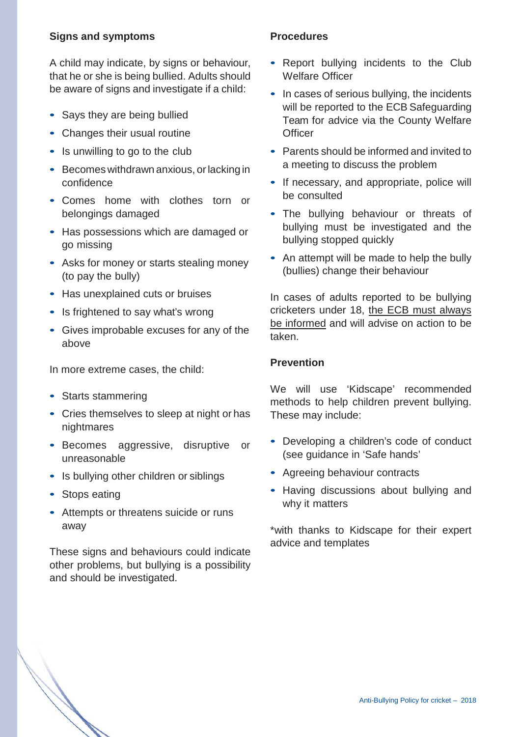## Signs and symptoms

A child may indicate, by signs or behaviour, that he or she is being bullied. Adults should be aware of signs and investigate if a child:

- Says they are being bullied
- Changes their usual routine
- Is unwilling to go to the club
- Becomes withdrawn anxious, or lacking in confidence
- Comes home with clothes torn or belongings damaged
- Has possessions which are damaged or go missing
- Asks for money or starts stealing money (to pay the bully)
- Has unexplained cuts or bruises
- Is frightened to say what's wrong
- Gives improbable excuses for any of the above

In more extreme cases, the child:

- Starts stammering
- Cries themselves to sleep at night or has nightmares
- Becomes aggressive, disruptive or unreasonable
- Is bullying other children or siblings
- Stops eating
- Attempts or threatens suicide or runs away

These signs and behaviours could indicate other problems, but bullying is a possibility and should be investigated.

## Procedures

- Report bullying incidents to the Club Welfare Officer
- In cases of serious bullying, the incidents will be reported to the ECB Safeguarding Team for advice via the County Welfare Officer
- Parents should be informed and invited to a meeting to discuss the problem
- If necessary, and appropriate, police will be consulted
- The bullying behaviour or threats of bullying must be investigated and the bullying stopped quickly
- An attempt will be made to help the bully (bullies) change their behaviour

In cases of adults reported to be bullying cricketers under 18, the ECB must always be informed and will advise on action to be taken.

## Prevention

We will use 'Kidscape' recommended methods to help children prevent bullying. These may include:

- Developing a children's code of conduct (see guidance in 'Safe hands'
- Agreeing behaviour contracts
- Having discussions about bullying and why it matters

*with thanks to Kidscape for their expert advice and templates